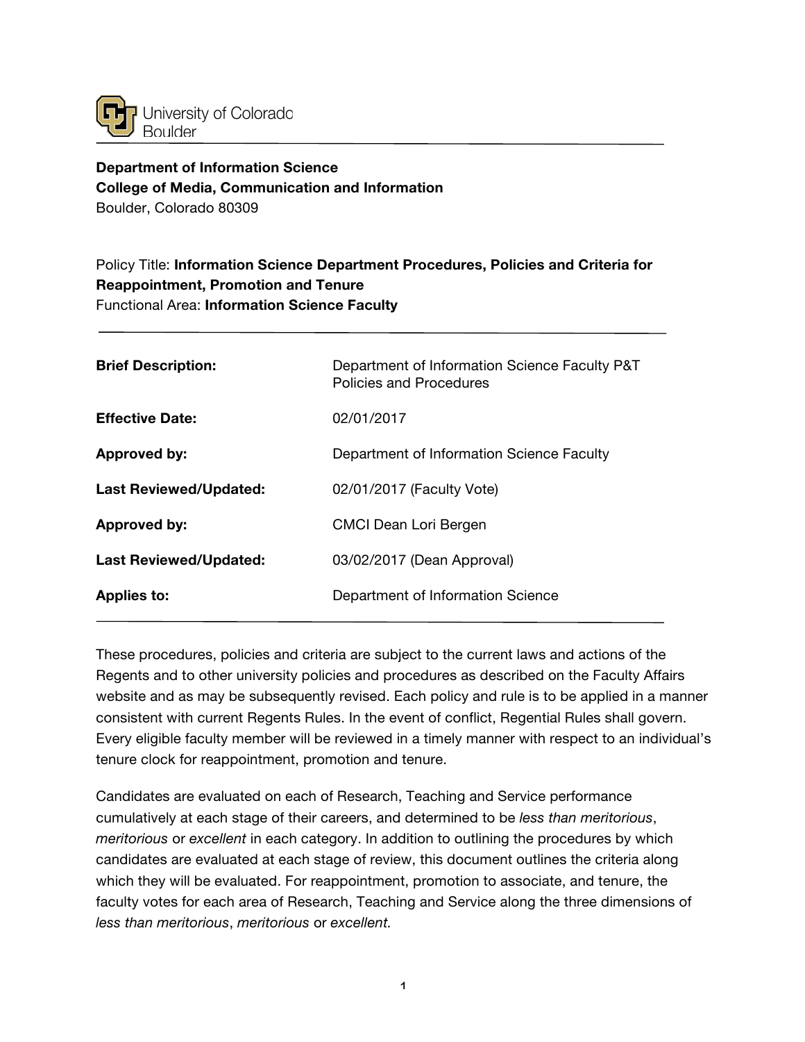University of Colorado
Boulder

**Department of Information Science**
**College of Media, Communication and Information**
Boulder, Colorado 80309

Policy Title: **Information Science Department Procedures, Policies and Criteria for Reappointment, Promotion and Tenure**
Functional Area: **Information Science Faculty**

| | |
|---|---|
| **Brief Description:** | Department of Information Science Faculty P&T Policies and Procedures |
| **Effective Date:** | 02/01/2017 |
| **Approved by:** | Department of Information Science Faculty |
| **Last Reviewed/Updated:** | 02/01/2017 (Faculty Vote) |
| **Approved by:** | CMCI Dean Lori Bergen |
| **Last Reviewed/Updated:** | 03/02/2017 (Dean Approval) |
| **Applies to:** | Department of Information Science |

These procedures, policies and criteria are subject to the current laws and actions of the Regents and to other university policies and procedures as described on the Faculty Affairs website and as may be subsequently revised. Each policy and rule is to be applied in a manner consistent with current Regents Rules. In the event of conflict, Regential Rules shall govern. Every eligible faculty member will be reviewed in a timely manner with respect to an individual's tenure clock for reappointment, promotion and tenure.

Candidates are evaluated on each of Research, Teaching and Service performance cumulatively at each stage of their careers, and determined to be *less than meritorious*, *meritorious* or *excellent* in each category. In addition to outlining the procedures by which candidates are evaluated at each stage of review, this document outlines the criteria along which they will be evaluated. For reappointment, promotion to associate, and tenure, the faculty votes for each area of Research, Teaching and Service along the three dimensions of *less than meritorious*, *meritorious* or *excellent.*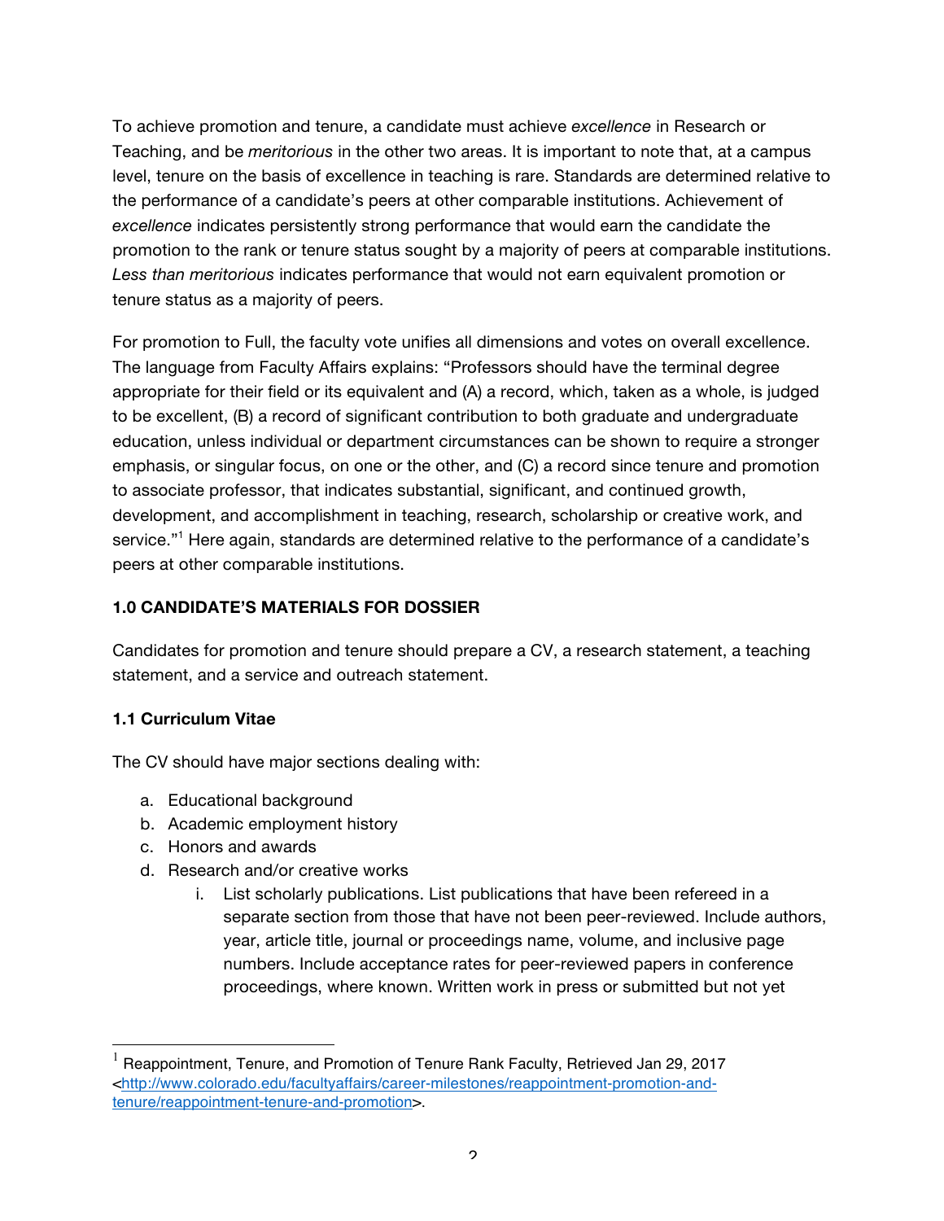To achieve promotion and tenure, a candidate must achieve *excellence* in Research or Teaching, and be *meritorious* in the other two areas. It is important to note that, at a campus level, tenure on the basis of excellence in teaching is rare. Standards are determined relative to the performance of a candidate's peers at other comparable institutions. Achievement of *excellence* indicates persistently strong performance that would earn the candidate the promotion to the rank or tenure status sought by a majority of peers at comparable institutions. *Less than meritorious* indicates performance that would not earn equivalent promotion or tenure status as a majority of peers.

For promotion to Full, the faculty vote unifies all dimensions and votes on overall excellence. The language from Faculty Affairs explains: "Professors should have the terminal degree appropriate for their field or its equivalent and (A) a record, which, taken as a whole, is judged to be excellent, (B) a record of significant contribution to both graduate and undergraduate education, unless individual or department circumstances can be shown to require a stronger emphasis, or singular focus, on one or the other, and (C) a record since tenure and promotion to associate professor, that indicates substantial, significant, and continued growth, development, and accomplishment in teaching, research, scholarship or creative work, and service."[1] Here again, standards are determined relative to the performance of a candidate's peers at other comparable institutions.

### 1.0 CANDIDATE'S MATERIALS FOR DOSSIER

Candidates for promotion and tenure should prepare a CV, a research statement, a teaching statement, and a service and outreach statement.

### 1.1 Curriculum Vitae

The CV should have major sections dealing with:

a. Educational background
b. Academic employment history
c. Honors and awards
d. Research and/or creative works
    i. List scholarly publications. List publications that have been refereed in a separate section from those that have not been peer-reviewed. Include authors, year, article title, journal or proceedings name, volume, and inclusive page numbers. Include acceptance rates for peer-reviewed papers in conference proceedings, where known. Written work in press or submitted but not yet

---

[1] Reappointment, Tenure, and Promotion of Tenure Rank Faculty, Retrieved Jan 29, 2017 <http://www.colorado.edu/facultyaffairs/career-milestones/reappointment-promotion-and-tenure/reappointment-tenure-and-promotion>.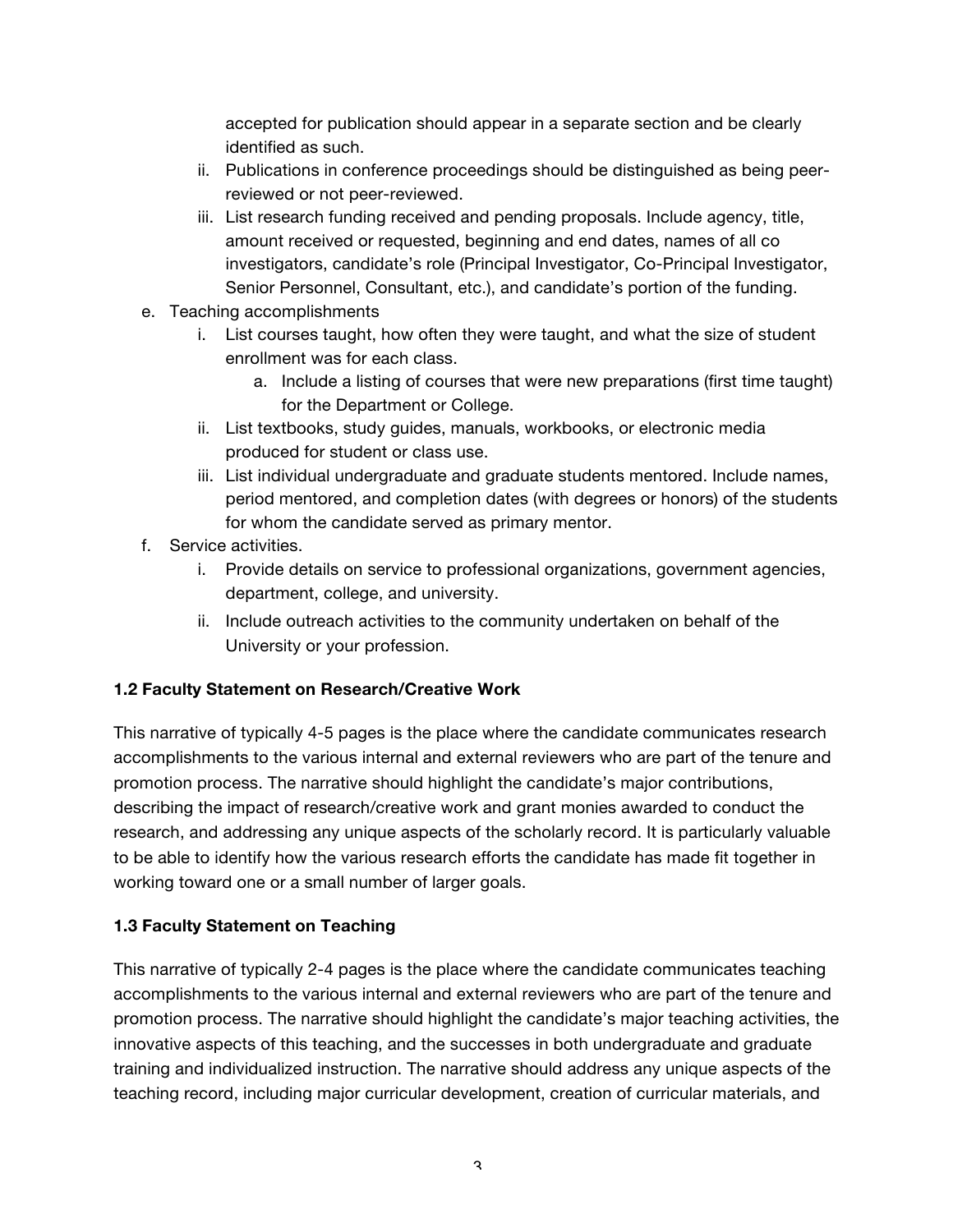accepted for publication should appear in a separate section and be clearly identified as such.

   ii. Publications in conference proceedings should be distinguished as being peer-reviewed or not peer-reviewed.
   iii. List research funding received and pending proposals. Include agency, title, amount received or requested, beginning and end dates, names of all co investigators, candidate's role (Principal Investigator, Co-Principal Investigator, Senior Personnel, Consultant, etc.), and candidate's portion of the funding.

e. Teaching accomplishments
   i. List courses taught, how often they were taught, and what the size of student enrollment was for each class.
      a. Include a listing of courses that were new preparations (first time taught) for the Department or College.
   ii. List textbooks, study guides, manuals, workbooks, or electronic media produced for student or class use.
   iii. List individual undergraduate and graduate students mentored. Include names, period mentored, and completion dates (with degrees or honors) of the students for whom the candidate served as primary mentor.

f. Service activities.
   i. Provide details on service to professional organizations, government agencies, department, college, and university.
   ii. Include outreach activities to the community undertaken on behalf of the University or your profession.

**1.2 Faculty Statement on Research/Creative Work**

This narrative of typically 4-5 pages is the place where the candidate communicates research accomplishments to the various internal and external reviewers who are part of the tenure and promotion process. The narrative should highlight the candidate's major contributions, describing the impact of research/creative work and grant monies awarded to conduct the research, and addressing any unique aspects of the scholarly record. It is particularly valuable to be able to identify how the various research efforts the candidate has made fit together in working toward one or a small number of larger goals.

**1.3 Faculty Statement on Teaching**

This narrative of typically 2-4 pages is the place where the candidate communicates teaching accomplishments to the various internal and external reviewers who are part of the tenure and promotion process. The narrative should highlight the candidate's major teaching activities, the innovative aspects of this teaching, and the successes in both undergraduate and graduate training and individualized instruction. The narrative should address any unique aspects of the teaching record, including major curricular development, creation of curricular materials, and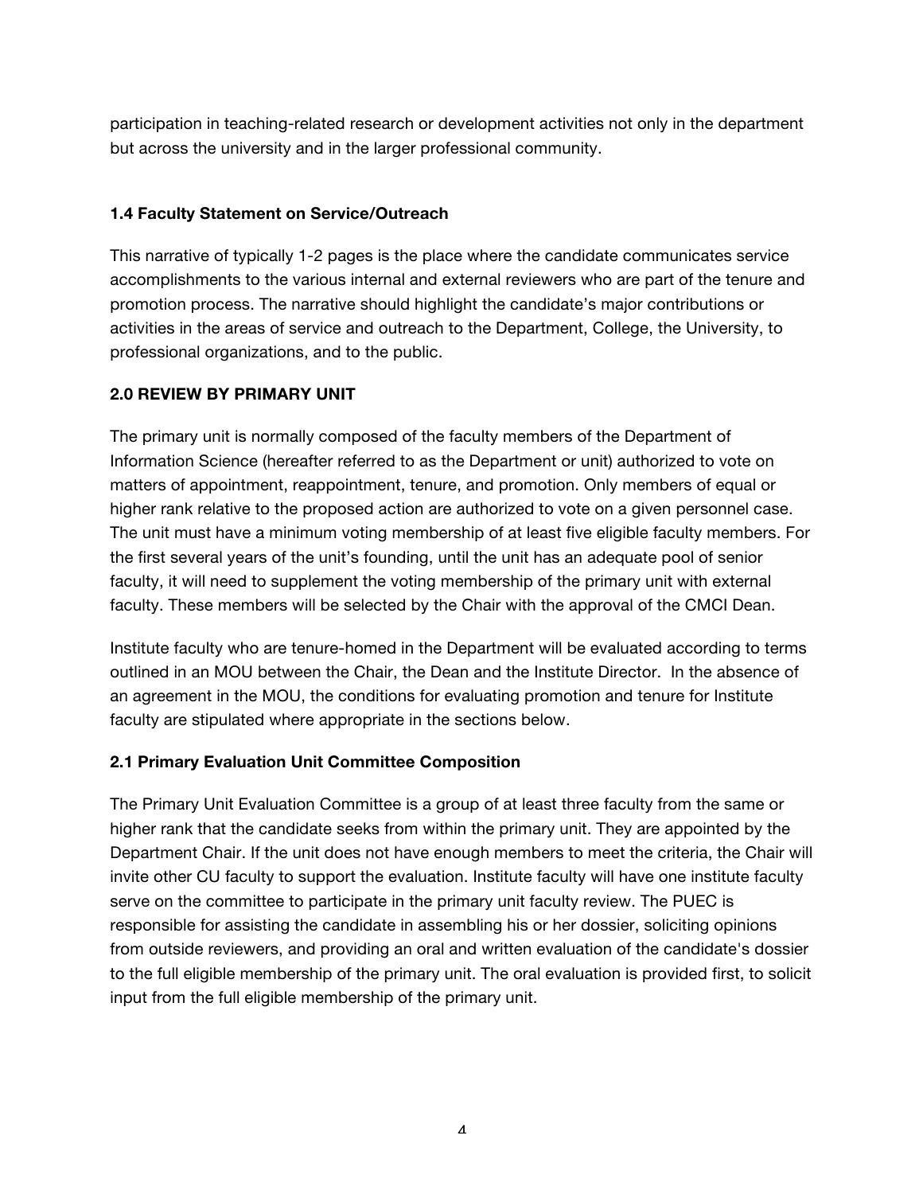participation in teaching-related research or development activities not only in the department but across the university and in the larger professional community.

### 1.4 Faculty Statement on Service/Outreach

This narrative of typically 1-2 pages is the place where the candidate communicates service accomplishments to the various internal and external reviewers who are part of the tenure and promotion process. The narrative should highlight the candidate's major contributions or activities in the areas of service and outreach to the Department, College, the University, to professional organizations, and to the public.

## 2.0 REVIEW BY PRIMARY UNIT

The primary unit is normally composed of the faculty members of the Department of Information Science (hereafter referred to as the Department or unit) authorized to vote on matters of appointment, reappointment, tenure, and promotion. Only members of equal or higher rank relative to the proposed action are authorized to vote on a given personnel case. The unit must have a minimum voting membership of at least five eligible faculty members. For the first several years of the unit's founding, until the unit has an adequate pool of senior faculty, it will need to supplement the voting membership of the primary unit with external faculty. These members will be selected by the Chair with the approval of the CMCI Dean.

Institute faculty who are tenure-homed in the Department will be evaluated according to terms outlined in an MOU between the Chair, the Dean and the Institute Director. In the absence of an agreement in the MOU, the conditions for evaluating promotion and tenure for Institute faculty are stipulated where appropriate in the sections below.

### 2.1 Primary Evaluation Unit Committee Composition

The Primary Unit Evaluation Committee is a group of at least three faculty from the same or higher rank that the candidate seeks from within the primary unit. They are appointed by the Department Chair. If the unit does not have enough members to meet the criteria, the Chair will invite other CU faculty to support the evaluation. Institute faculty will have one institute faculty serve on the committee to participate in the primary unit faculty review. The PUEC is responsible for assisting the candidate in assembling his or her dossier, soliciting opinions from outside reviewers, and providing an oral and written evaluation of the candidate's dossier to the full eligible membership of the primary unit. The oral evaluation is provided first, to solicit input from the full eligible membership of the primary unit.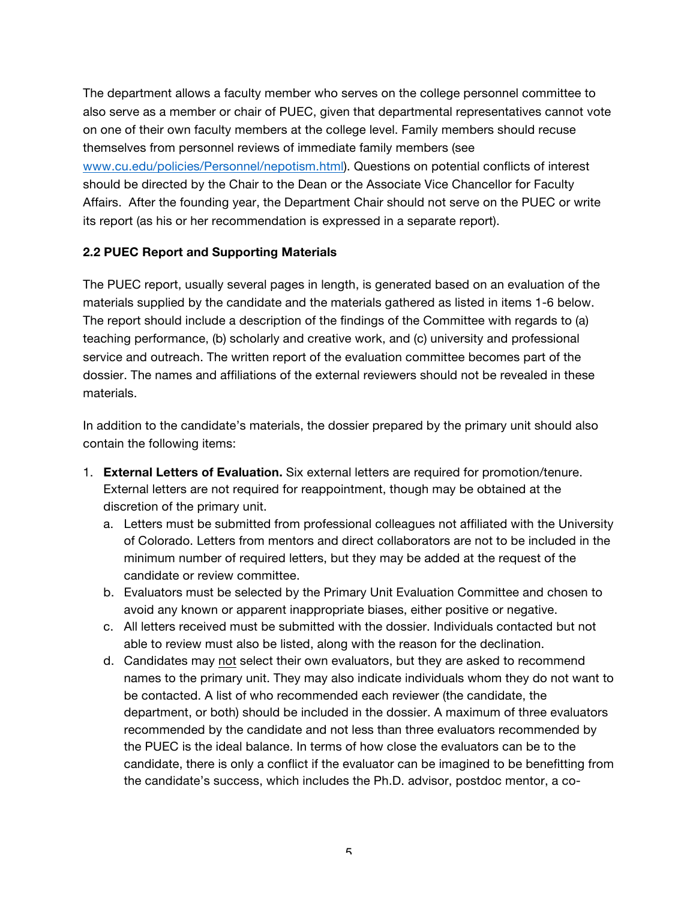The department allows a faculty member who serves on the college personnel committee to also serve as a member or chair of PUEC, given that departmental representatives cannot vote on one of their own faculty members at the college level. Family members should recuse themselves from personnel reviews of immediate family members (see [www.cu.edu/policies/Personnel/nepotism.html](www.cu.edu/policies/Personnel/nepotism.html)). Questions on potential conflicts of interest should be directed by the Chair to the Dean or the Associate Vice Chancellor for Faculty Affairs. After the founding year, the Department Chair should not serve on the PUEC or write its report (as his or her recommendation is expressed in a separate report).

### 2.2 PUEC Report and Supporting Materials

The PUEC report, usually several pages in length, is generated based on an evaluation of the materials supplied by the candidate and the materials gathered as listed in items 1-6 below. The report should include a description of the findings of the Committee with regards to (a) teaching performance, (b) scholarly and creative work, and (c) university and professional service and outreach. The written report of the evaluation committee becomes part of the dossier. The names and affiliations of the external reviewers should not be revealed in these materials.

In addition to the candidate's materials, the dossier prepared by the primary unit should also contain the following items:

1. **External Letters of Evaluation.** Six external letters are required for promotion/tenure. External letters are not required for reappointment, though may be obtained at the discretion of the primary unit.
   a. Letters must be submitted from professional colleagues not affiliated with the University of Colorado. Letters from mentors and direct collaborators are not to be included in the minimum number of required letters, but they may be added at the request of the candidate or review committee.
   b. Evaluators must be selected by the Primary Unit Evaluation Committee and chosen to avoid any known or apparent inappropriate biases, either positive or negative.
   c. All letters received must be submitted with the dossier. Individuals contacted but not able to review must also be listed, along with the reason for the declination.
   d. Candidates may not select their own evaluators, but they are asked to recommend names to the primary unit. They may also indicate individuals whom they do not want to be contacted. A list of who recommended each reviewer (the candidate, the department, or both) should be included in the dossier. A maximum of three evaluators recommended by the candidate and not less than three evaluators recommended by the PUEC is the ideal balance. In terms of how close the evaluators can be to the candidate, there is only a conflict if the evaluator can be imagined to be benefitting from the candidate's success, which includes the Ph.D. advisor, postdoc mentor, a co-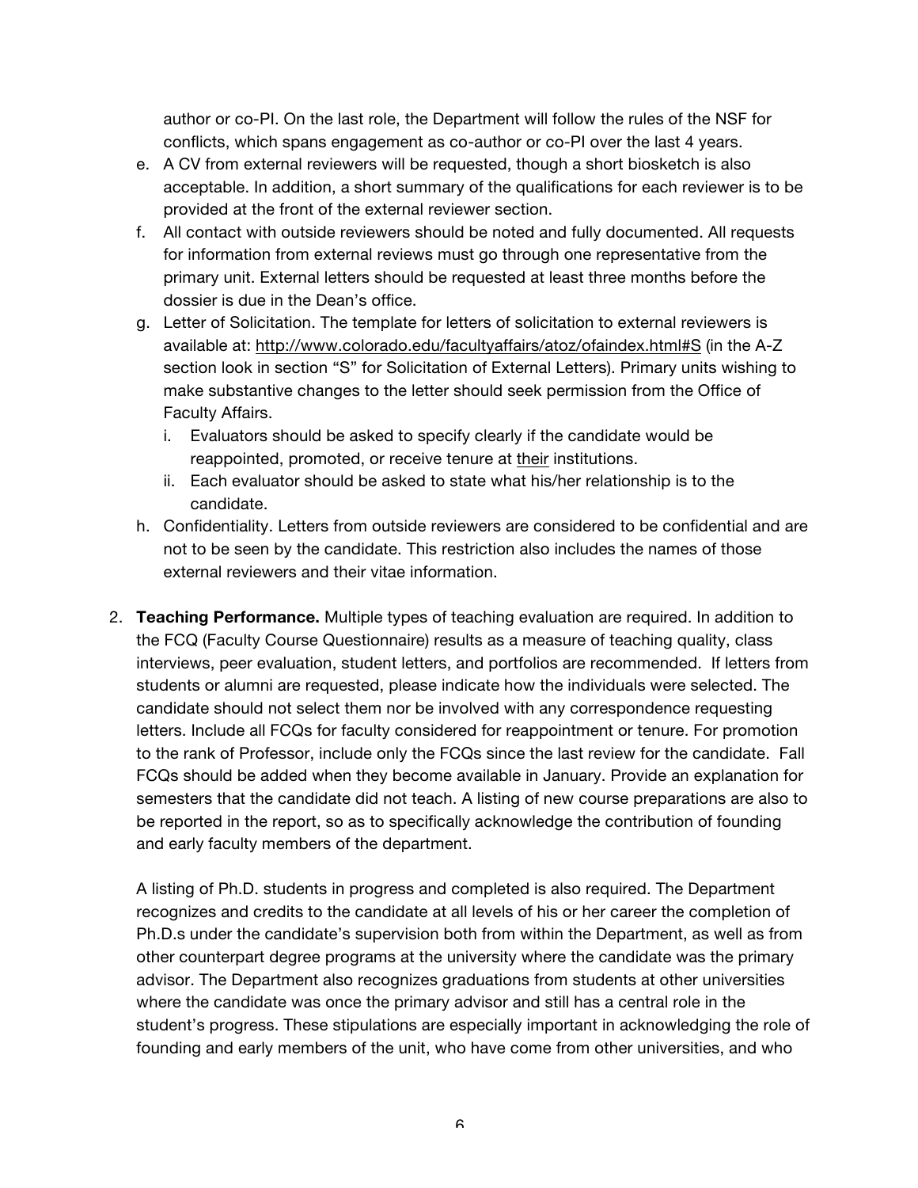author or co-PI. On the last role, the Department will follow the rules of the NSF for conflicts, which spans engagement as co-author or co-PI over the last 4 years.

e. A CV from external reviewers will be requested, though a short biosketch is also acceptable. In addition, a short summary of the qualifications for each reviewer is to be provided at the front of the external reviewer section.

f. All contact with outside reviewers should be noted and fully documented. All requests for information from external reviews must go through one representative from the primary unit. External letters should be requested at least three months before the dossier is due in the Dean's office.

g. Letter of Solicitation. The template for letters of solicitation to external reviewers is available at: http://www.colorado.edu/facultyaffairs/atoz/ofaindex.html#S (in the A-Z section look in section "S" for Solicitation of External Letters). Primary units wishing to make substantive changes to the letter should seek permission from the Office of Faculty Affairs.

   i. Evaluators should be asked to specify clearly if the candidate would be reappointed, promoted, or receive tenure at their institutions.

   ii. Each evaluator should be asked to state what his/her relationship is to the candidate.

h. Confidentiality. Letters from outside reviewers are considered to be confidential and are not to be seen by the candidate. This restriction also includes the names of those external reviewers and their vitae information.

2. **Teaching Performance.** Multiple types of teaching evaluation are required. In addition to the FCQ (Faculty Course Questionnaire) results as a measure of teaching quality, class interviews, peer evaluation, student letters, and portfolios are recommended. If letters from students or alumni are requested, please indicate how the individuals were selected. The candidate should not select them nor be involved with any correspondence requesting letters. Include all FCQs for faculty considered for reappointment or tenure. For promotion to the rank of Professor, include only the FCQs since the last review for the candidate. Fall FCQs should be added when they become available in January. Provide an explanation for semesters that the candidate did not teach. A listing of new course preparations are also to be reported in the report, so as to specifically acknowledge the contribution of founding and early faculty members of the department.

   A listing of Ph.D. students in progress and completed is also required. The Department recognizes and credits to the candidate at all levels of his or her career the completion of Ph.D.s under the candidate's supervision both from within the Department, as well as from other counterpart degree programs at the university where the candidate was the primary advisor. The Department also recognizes graduations from students at other universities where the candidate was once the primary advisor and still has a central role in the student's progress. These stipulations are especially important in acknowledging the role of founding and early members of the unit, who have come from other universities, and who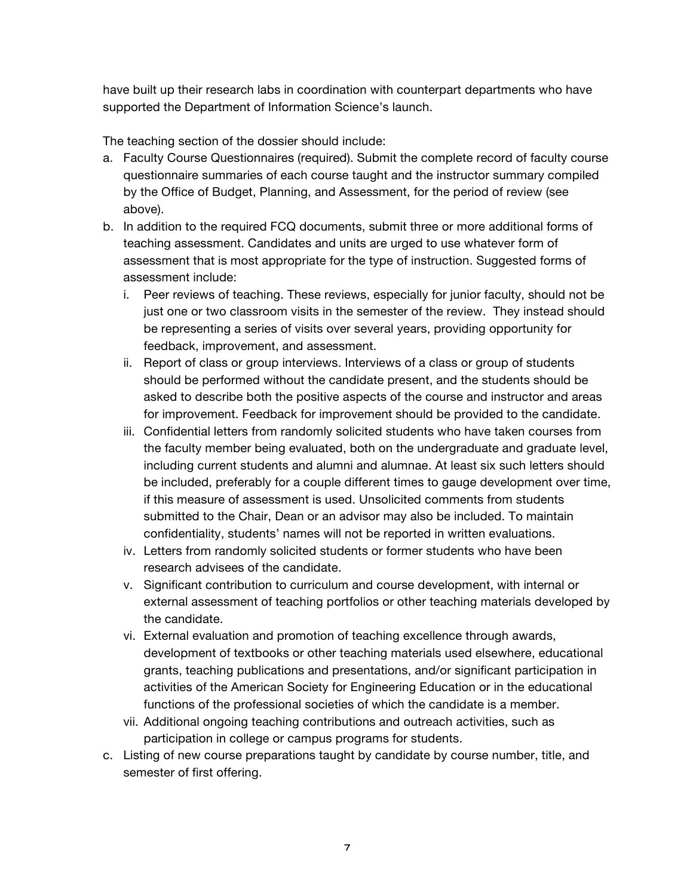have built up their research labs in coordination with counterpart departments who have supported the Department of Information Science's launch.

The teaching section of the dossier should include:

a. Faculty Course Questionnaires (required). Submit the complete record of faculty course questionnaire summaries of each course taught and the instructor summary compiled by the Office of Budget, Planning, and Assessment, for the period of review (see above).
b. In addition to the required FCQ documents, submit three or more additional forms of teaching assessment. Candidates and units are urged to use whatever form of assessment that is most appropriate for the type of instruction. Suggested forms of assessment include:
   i. Peer reviews of teaching. These reviews, especially for junior faculty, should not be just one or two classroom visits in the semester of the review. They instead should be representing a series of visits over several years, providing opportunity for feedback, improvement, and assessment.
   ii. Report of class or group interviews. Interviews of a class or group of students should be performed without the candidate present, and the students should be asked to describe both the positive aspects of the course and instructor and areas for improvement. Feedback for improvement should be provided to the candidate.
   iii. Confidential letters from randomly solicited students who have taken courses from the faculty member being evaluated, both on the undergraduate and graduate level, including current students and alumni and alumnae. At least six such letters should be included, preferably for a couple different times to gauge development over time, if this measure of assessment is used. Unsolicited comments from students submitted to the Chair, Dean or an advisor may also be included. To maintain confidentiality, students' names will not be reported in written evaluations.
   iv. Letters from randomly solicited students or former students who have been research advisees of the candidate.
   v. Significant contribution to curriculum and course development, with internal or external assessment of teaching portfolios or other teaching materials developed by the candidate.
   vi. External evaluation and promotion of teaching excellence through awards, development of textbooks or other teaching materials used elsewhere, educational grants, teaching publications and presentations, and/or significant participation in activities of the American Society for Engineering Education or in the educational functions of the professional societies of which the candidate is a member.
   vii. Additional ongoing teaching contributions and outreach activities, such as participation in college or campus programs for students.
c. Listing of new course preparations taught by candidate by course number, title, and semester of first offering.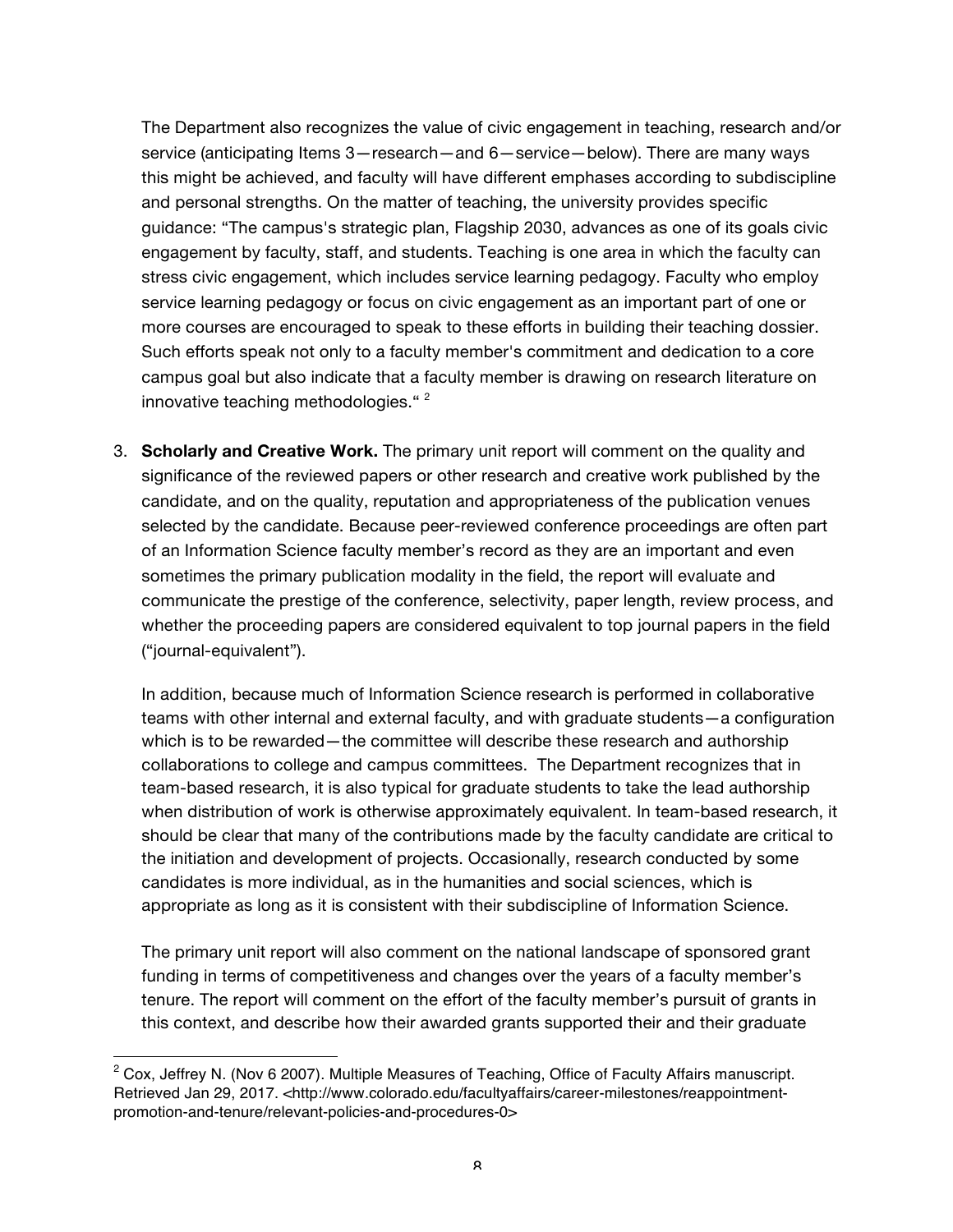The Department also recognizes the value of civic engagement in teaching, research and/or service (anticipating Items 3—research—and 6—service—below). There are many ways this might be achieved, and faculty will have different emphases according to subdiscipline and personal strengths. On the matter of teaching, the university provides specific guidance: "The campus's strategic plan, Flagship 2030, advances as one of its goals civic engagement by faculty, staff, and students. Teaching is one area in which the faculty can stress civic engagement, which includes service learning pedagogy. Faculty who employ service learning pedagogy or focus on civic engagement as an important part of one or more courses are encouraged to speak to these efforts in building their teaching dossier. Such efforts speak not only to a faculty member's commitment and dedication to a core campus goal but also indicate that a faculty member is drawing on research literature on innovative teaching methodologies." [2]

3. **Scholarly and Creative Work.** The primary unit report will comment on the quality and significance of the reviewed papers or other research and creative work published by the candidate, and on the quality, reputation and appropriateness of the publication venues selected by the candidate. Because peer-reviewed conference proceedings are often part of an Information Science faculty member's record as they are an important and even sometimes the primary publication modality in the field, the report will evaluate and communicate the prestige of the conference, selectivity, paper length, review process, and whether the proceeding papers are considered equivalent to top journal papers in the field ("journal-equivalent").

   In addition, because much of Information Science research is performed in collaborative teams with other internal and external faculty, and with graduate students—a configuration which is to be rewarded—the committee will describe these research and authorship collaborations to college and campus committees. The Department recognizes that in team-based research, it is also typical for graduate students to take the lead authorship when distribution of work is otherwise approximately equivalent. In team-based research, it should be clear that many of the contributions made by the faculty candidate are critical to the initiation and development of projects. Occasionally, research conducted by some candidates is more individual, as in the humanities and social sciences, which is appropriate as long as it is consistent with their subdiscipline of Information Science.

   The primary unit report will also comment on the national landscape of sponsored grant funding in terms of competitiveness and changes over the years of a faculty member's tenure. The report will comment on the effort of the faculty member's pursuit of grants in this context, and describe how their awarded grants supported their and their graduate

[2] Cox, Jeffrey N. (Nov 6 2007). Multiple Measures of Teaching, Office of Faculty Affairs manuscript. Retrieved Jan 29, 2017. <http://www.colorado.edu/facultyaffairs/career-milestones/reappointment-promotion-and-tenure/relevant-policies-and-procedures-0>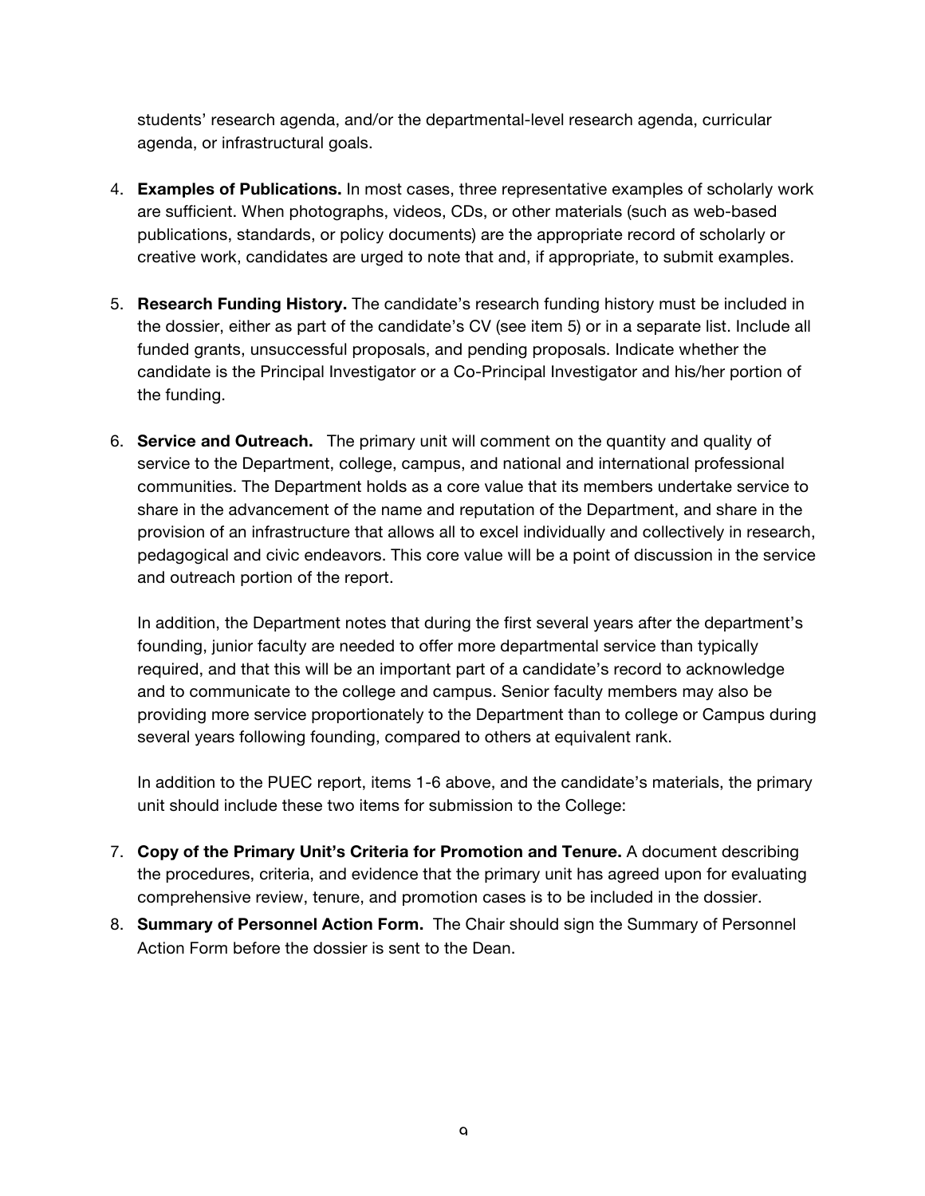students' research agenda, and/or the departmental-level research agenda, curricular agenda, or infrastructural goals.

4. **Examples of Publications.** In most cases, three representative examples of scholarly work are sufficient. When photographs, videos, CDs, or other materials (such as web-based publications, standards, or policy documents) are the appropriate record of scholarly or creative work, candidates are urged to note that and, if appropriate, to submit examples.

5. **Research Funding History.** The candidate's research funding history must be included in the dossier, either as part of the candidate's CV (see item 5) or in a separate list. Include all funded grants, unsuccessful proposals, and pending proposals. Indicate whether the candidate is the Principal Investigator or a Co-Principal Investigator and his/her portion of the funding.

6. **Service and Outreach.** The primary unit will comment on the quantity and quality of service to the Department, college, campus, and national and international professional communities. The Department holds as a core value that its members undertake service to share in the advancement of the name and reputation of the Department, and share in the provision of an infrastructure that allows all to excel individually and collectively in research, pedagogical and civic endeavors. This core value will be a point of discussion in the service and outreach portion of the report.

   In addition, the Department notes that during the first several years after the department's founding, junior faculty are needed to offer more departmental service than typically required, and that this will be an important part of a candidate's record to acknowledge and to communicate to the college and campus. Senior faculty members may also be providing more service proportionately to the Department than to college or Campus during several years following founding, compared to others at equivalent rank.

   In addition to the PUEC report, items 1-6 above, and the candidate's materials, the primary unit should include these two items for submission to the College:

7. **Copy of the Primary Unit's Criteria for Promotion and Tenure.** A document describing the procedures, criteria, and evidence that the primary unit has agreed upon for evaluating comprehensive review, tenure, and promotion cases is to be included in the dossier.

8. **Summary of Personnel Action Form.** The Chair should sign the Summary of Personnel Action Form before the dossier is sent to the Dean.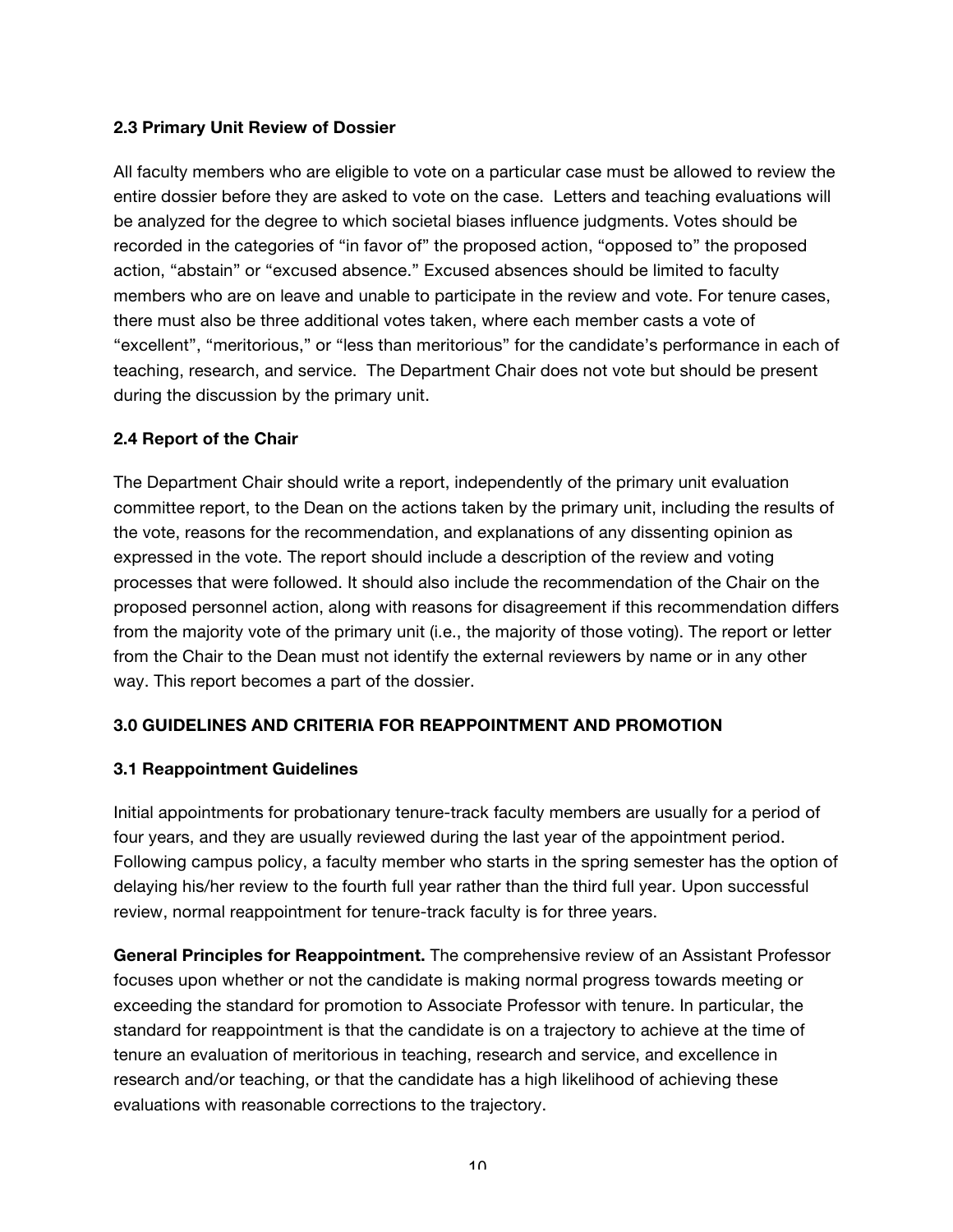### 2.3 Primary Unit Review of Dossier

All faculty members who are eligible to vote on a particular case must be allowed to review the entire dossier before they are asked to vote on the case. Letters and teaching evaluations will be analyzed for the degree to which societal biases influence judgments. Votes should be recorded in the categories of "in favor of" the proposed action, "opposed to" the proposed action, "abstain" or "excused absence." Excused absences should be limited to faculty members who are on leave and unable to participate in the review and vote. For tenure cases, there must also be three additional votes taken, where each member casts a vote of "excellent", "meritorious," or "less than meritorious" for the candidate's performance in each of teaching, research, and service. The Department Chair does not vote but should be present during the discussion by the primary unit.

### 2.4 Report of the Chair

The Department Chair should write a report, independently of the primary unit evaluation committee report, to the Dean on the actions taken by the primary unit, including the results of the vote, reasons for the recommendation, and explanations of any dissenting opinion as expressed in the vote. The report should include a description of the review and voting processes that were followed. It should also include the recommendation of the Chair on the proposed personnel action, along with reasons for disagreement if this recommendation differs from the majority vote of the primary unit (i.e., the majority of those voting). The report or letter from the Chair to the Dean must not identify the external reviewers by name or in any other way. This report becomes a part of the dossier.

## 3.0 GUIDELINES AND CRITERIA FOR REAPPOINTMENT AND PROMOTION

### 3.1 Reappointment Guidelines

Initial appointments for probationary tenure-track faculty members are usually for a period of four years, and they are usually reviewed during the last year of the appointment period. Following campus policy, a faculty member who starts in the spring semester has the option of delaying his/her review to the fourth full year rather than the third full year. Upon successful review, normal reappointment for tenure-track faculty is for three years.

**General Principles for Reappointment.** The comprehensive review of an Assistant Professor focuses upon whether or not the candidate is making normal progress towards meeting or exceeding the standard for promotion to Associate Professor with tenure. In particular, the standard for reappointment is that the candidate is on a trajectory to achieve at the time of tenure an evaluation of meritorious in teaching, research and service, and excellence in research and/or teaching, or that the candidate has a high likelihood of achieving these evaluations with reasonable corrections to the trajectory.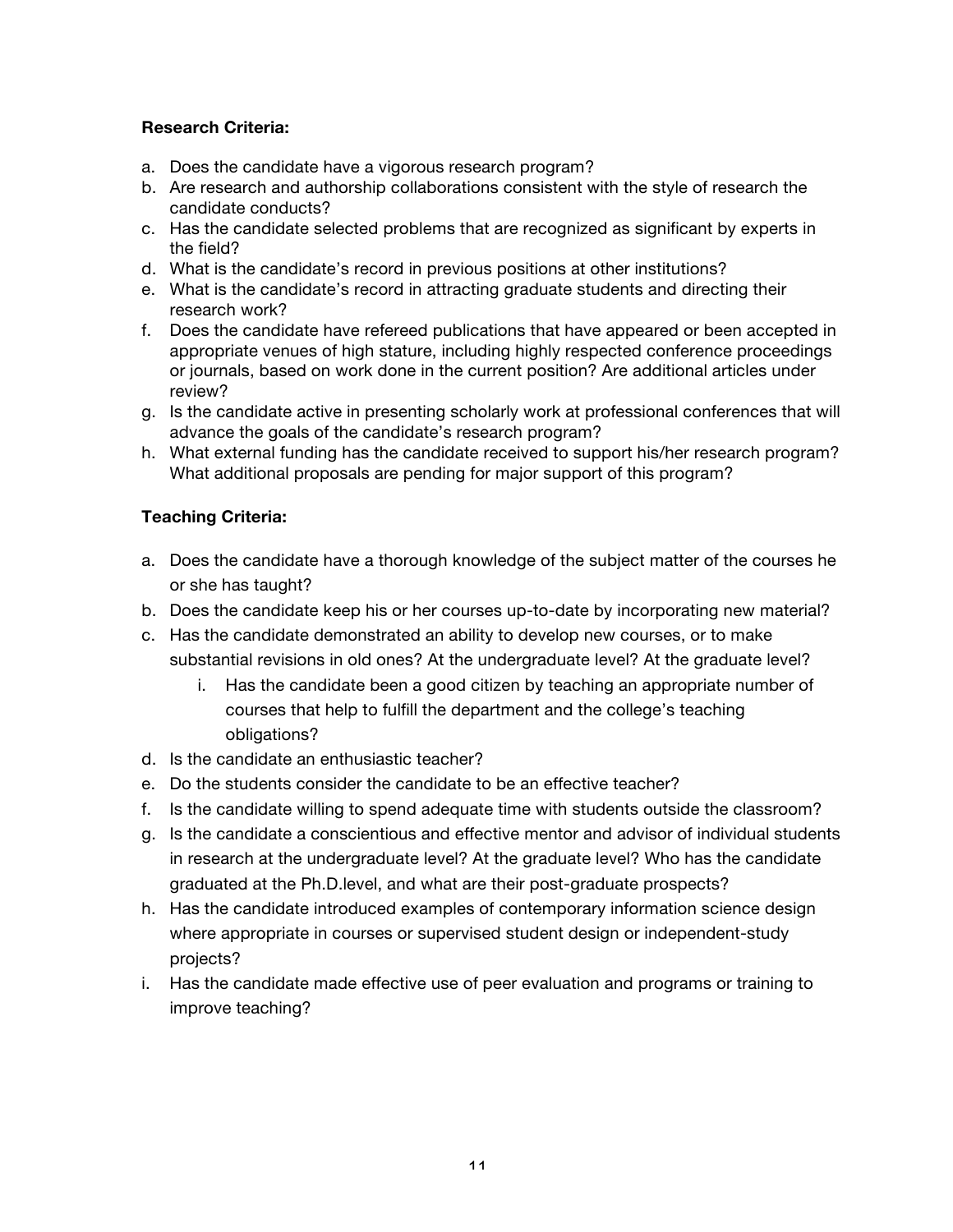**Research Criteria:**

a. Does the candidate have a vigorous research program?
b. Are research and authorship collaborations consistent with the style of research the candidate conducts?
c. Has the candidate selected problems that are recognized as significant by experts in the field?
d. What is the candidate's record in previous positions at other institutions?
e. What is the candidate's record in attracting graduate students and directing their research work?
f. Does the candidate have refereed publications that have appeared or been accepted in appropriate venues of high stature, including highly respected conference proceedings or journals, based on work done in the current position? Are additional articles under review?
g. Is the candidate active in presenting scholarly work at professional conferences that will advance the goals of the candidate's research program?
h. What external funding has the candidate received to support his/her research program? What additional proposals are pending for major support of this program?

**Teaching Criteria:**

a. Does the candidate have a thorough knowledge of the subject matter of the courses he or she has taught?
b. Does the candidate keep his or her courses up-to-date by incorporating new material?
c. Has the candidate demonstrated an ability to develop new courses, or to make substantial revisions in old ones? At the undergraduate level? At the graduate level?
    i. Has the candidate been a good citizen by teaching an appropriate number of courses that help to fulfill the department and the college's teaching obligations?
d. Is the candidate an enthusiastic teacher?
e. Do the students consider the candidate to be an effective teacher?
f. Is the candidate willing to spend adequate time with students outside the classroom?
g. Is the candidate a conscientious and effective mentor and advisor of individual students in research at the undergraduate level? At the graduate level? Who has the candidate graduated at the Ph.D.level, and what are their post-graduate prospects?
h. Has the candidate introduced examples of contemporary information science design where appropriate in courses or supervised student design or independent-study projects?
i. Has the candidate made effective use of peer evaluation and programs or training to improve teaching?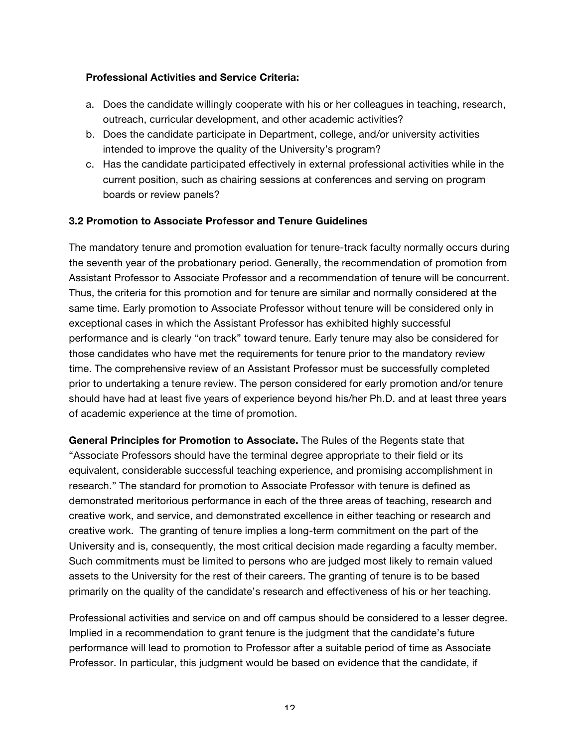**Professional Activities and Service Criteria:**

a. Does the candidate willingly cooperate with his or her colleagues in teaching, research, outreach, curricular development, and other academic activities?
b. Does the candidate participate in Department, college, and/or university activities intended to improve the quality of the University's program?
c. Has the candidate participated effectively in external professional activities while in the current position, such as chairing sessions at conferences and serving on program boards or review panels?

### 3.2 Promotion to Associate Professor and Tenure Guidelines

The mandatory tenure and promotion evaluation for tenure-track faculty normally occurs during the seventh year of the probationary period. Generally, the recommendation of promotion from Assistant Professor to Associate Professor and a recommendation of tenure will be concurrent. Thus, the criteria for this promotion and for tenure are similar and normally considered at the same time. Early promotion to Associate Professor without tenure will be considered only in exceptional cases in which the Assistant Professor has exhibited highly successful performance and is clearly "on track" toward tenure. Early tenure may also be considered for those candidates who have met the requirements for tenure prior to the mandatory review time. The comprehensive review of an Assistant Professor must be successfully completed prior to undertaking a tenure review. The person considered for early promotion and/or tenure should have had at least five years of experience beyond his/her Ph.D. and at least three years of academic experience at the time of promotion.

**General Principles for Promotion to Associate.** The Rules of the Regents state that "Associate Professors should have the terminal degree appropriate to their field or its equivalent, considerable successful teaching experience, and promising accomplishment in research." The standard for promotion to Associate Professor with tenure is defined as demonstrated meritorious performance in each of the three areas of teaching, research and creative work, and service, and demonstrated excellence in either teaching or research and creative work. The granting of tenure implies a long-term commitment on the part of the University and is, consequently, the most critical decision made regarding a faculty member. Such commitments must be limited to persons who are judged most likely to remain valued assets to the University for the rest of their careers. The granting of tenure is to be based primarily on the quality of the candidate's research and effectiveness of his or her teaching.

Professional activities and service on and off campus should be considered to a lesser degree. Implied in a recommendation to grant tenure is the judgment that the candidate's future performance will lead to promotion to Professor after a suitable period of time as Associate Professor. In particular, this judgment would be based on evidence that the candidate, if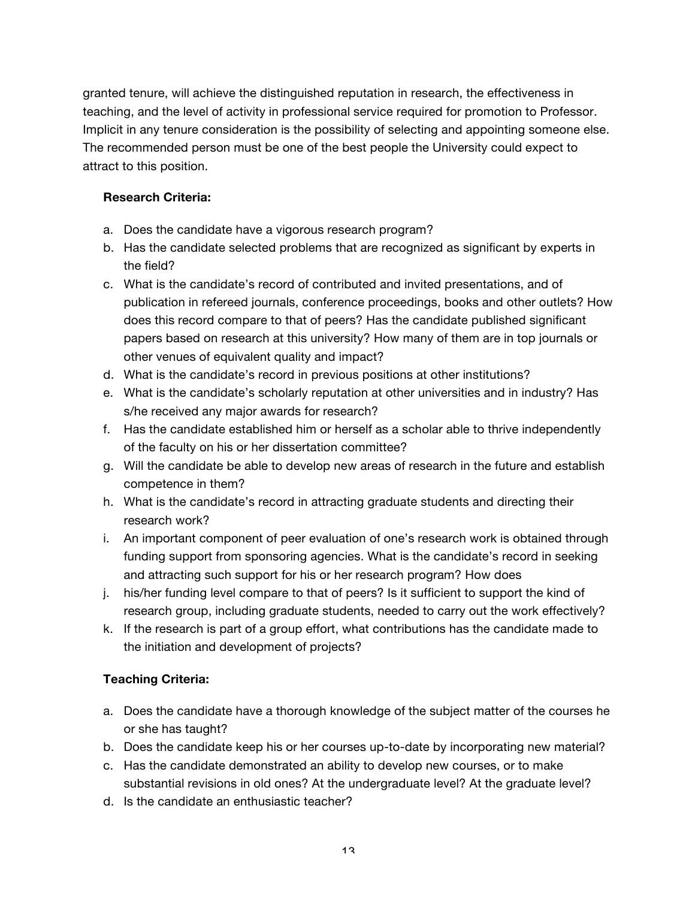granted tenure, will achieve the distinguished reputation in research, the effectiveness in teaching, and the level of activity in professional service required for promotion to Professor. Implicit in any tenure consideration is the possibility of selecting and appointing someone else. The recommended person must be one of the best people the University could expect to attract to this position.

**Research Criteria:**

a. Does the candidate have a vigorous research program?
b. Has the candidate selected problems that are recognized as significant by experts in the field?
c. What is the candidate's record of contributed and invited presentations, and of publication in refereed journals, conference proceedings, books and other outlets? How does this record compare to that of peers? Has the candidate published significant papers based on research at this university? How many of them are in top journals or other venues of equivalent quality and impact?
d. What is the candidate's record in previous positions at other institutions?
e. What is the candidate's scholarly reputation at other universities and in industry? Has s/he received any major awards for research?
f. Has the candidate established him or herself as a scholar able to thrive independently of the faculty on his or her dissertation committee?
g. Will the candidate be able to develop new areas of research in the future and establish competence in them?
h. What is the candidate's record in attracting graduate students and directing their research work?
i. An important component of peer evaluation of one's research work is obtained through funding support from sponsoring agencies. What is the candidate's record in seeking and attracting such support for his or her research program? How does
j. his/her funding level compare to that of peers? Is it sufficient to support the kind of research group, including graduate students, needed to carry out the work effectively?
k. If the research is part of a group effort, what contributions has the candidate made to the initiation and development of projects?

**Teaching Criteria:**

a. Does the candidate have a thorough knowledge of the subject matter of the courses he or she has taught?
b. Does the candidate keep his or her courses up-to-date by incorporating new material?
c. Has the candidate demonstrated an ability to develop new courses, or to make substantial revisions in old ones? At the undergraduate level? At the graduate level?
d. Is the candidate an enthusiastic teacher?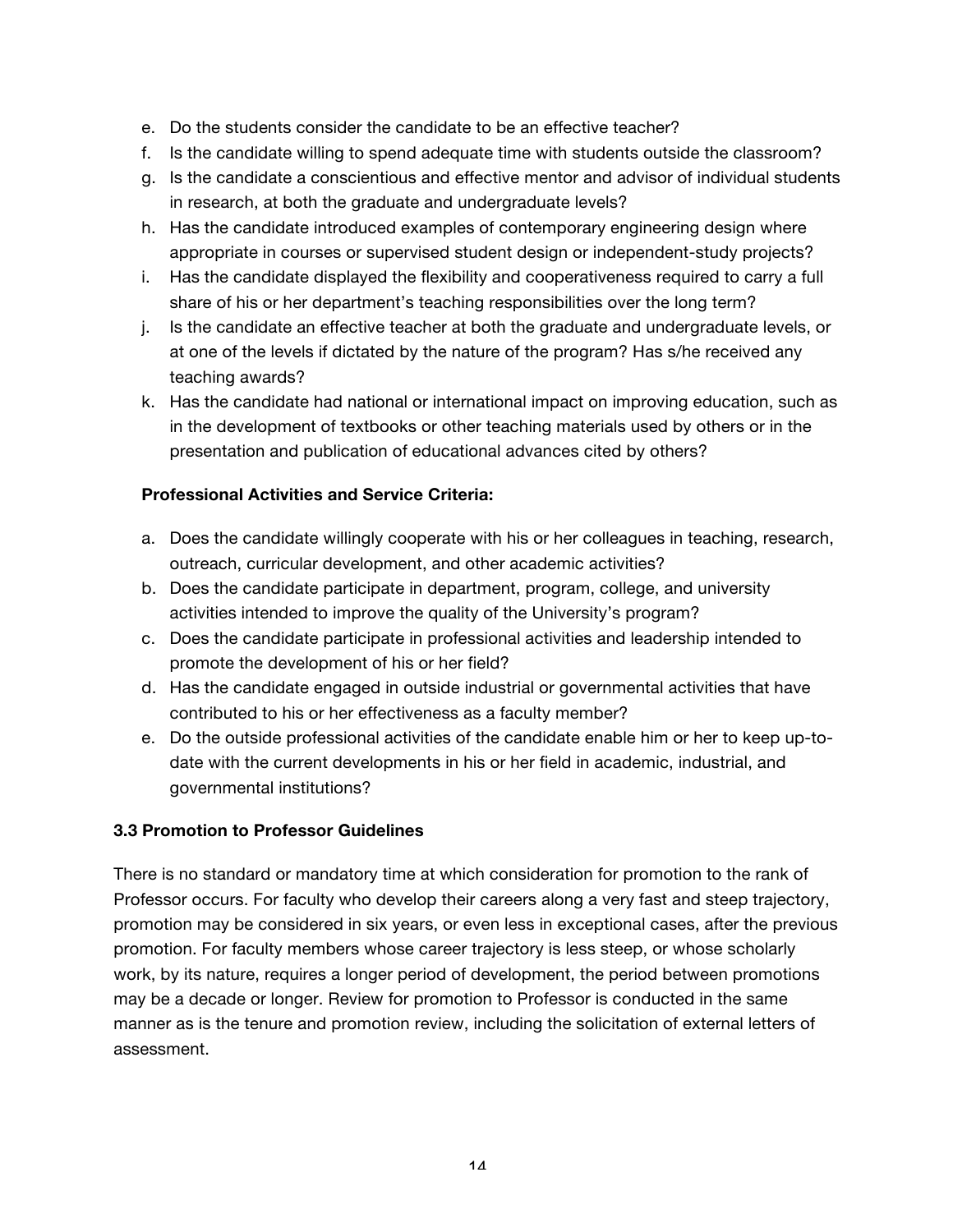e. Do the students consider the candidate to be an effective teacher?
f. Is the candidate willing to spend adequate time with students outside the classroom?
g. Is the candidate a conscientious and effective mentor and advisor of individual students in research, at both the graduate and undergraduate levels?
h. Has the candidate introduced examples of contemporary engineering design where appropriate in courses or supervised student design or independent-study projects?
i. Has the candidate displayed the flexibility and cooperativeness required to carry a full share of his or her department's teaching responsibilities over the long term?
j. Is the candidate an effective teacher at both the graduate and undergraduate levels, or at one of the levels if dictated by the nature of the program? Has s/he received any teaching awards?
k. Has the candidate had national or international impact on improving education, such as in the development of textbooks or other teaching materials used by others or in the presentation and publication of educational advances cited by others?

**Professional Activities and Service Criteria:**

a. Does the candidate willingly cooperate with his or her colleagues in teaching, research, outreach, curricular development, and other academic activities?
b. Does the candidate participate in department, program, college, and university activities intended to improve the quality of the University's program?
c. Does the candidate participate in professional activities and leadership intended to promote the development of his or her field?
d. Has the candidate engaged in outside industrial or governmental activities that have contributed to his or her effectiveness as a faculty member?
e. Do the outside professional activities of the candidate enable him or her to keep up-to-date with the current developments in his or her field in academic, industrial, and governmental institutions?

### 3.3 Promotion to Professor Guidelines

There is no standard or mandatory time at which consideration for promotion to the rank of Professor occurs. For faculty who develop their careers along a very fast and steep trajectory, promotion may be considered in six years, or even less in exceptional cases, after the previous promotion. For faculty members whose career trajectory is less steep, or whose scholarly work, by its nature, requires a longer period of development, the period between promotions may be a decade or longer. Review for promotion to Professor is conducted in the same manner as is the tenure and promotion review, including the solicitation of external letters of assessment.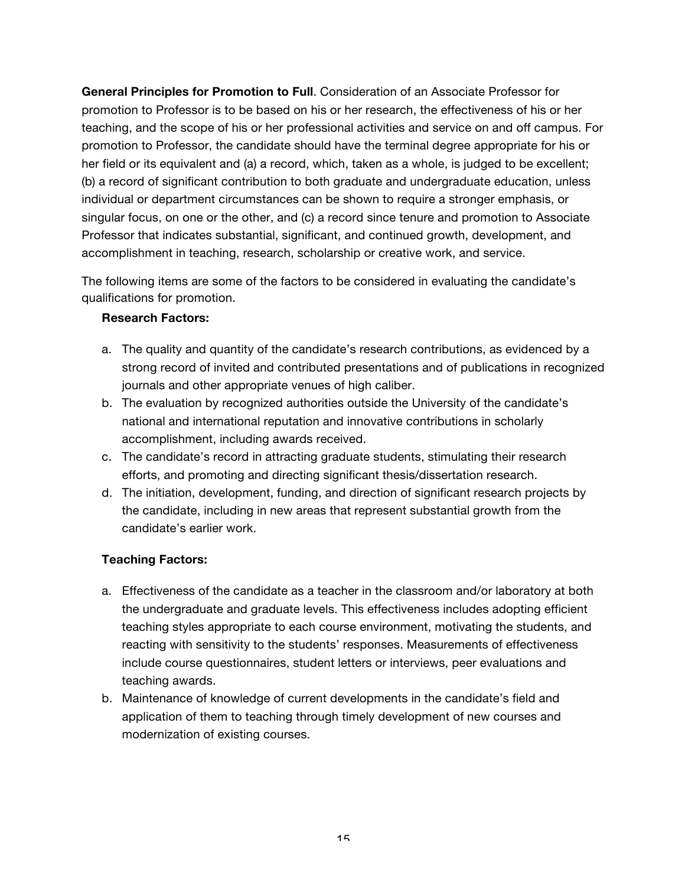**General Principles for Promotion to Full**. Consideration of an Associate Professor for promotion to Professor is to be based on his or her research, the effectiveness of his or her teaching, and the scope of his or her professional activities and service on and off campus. For promotion to Professor, the candidate should have the terminal degree appropriate for his or her field or its equivalent and (a) a record, which, taken as a whole, is judged to be excellent; (b) a record of significant contribution to both graduate and undergraduate education, unless individual or department circumstances can be shown to require a stronger emphasis, or singular focus, on one or the other, and (c) a record since tenure and promotion to Associate Professor that indicates substantial, significant, and continued growth, development, and accomplishment in teaching, research, scholarship or creative work, and service.

The following items are some of the factors to be considered in evaluating the candidate's qualifications for promotion.

**Research Factors:**

a. The quality and quantity of the candidate's research contributions, as evidenced by a strong record of invited and contributed presentations and of publications in recognized journals and other appropriate venues of high caliber.
b. The evaluation by recognized authorities outside the University of the candidate's national and international reputation and innovative contributions in scholarly accomplishment, including awards received.
c. The candidate's record in attracting graduate students, stimulating their research efforts, and promoting and directing significant thesis/dissertation research.
d. The initiation, development, funding, and direction of significant research projects by the candidate, including in new areas that represent substantial growth from the candidate's earlier work.

**Teaching Factors:**

a. Effectiveness of the candidate as a teacher in the classroom and/or laboratory at both the undergraduate and graduate levels. This effectiveness includes adopting efficient teaching styles appropriate to each course environment, motivating the students, and reacting with sensitivity to the students' responses. Measurements of effectiveness include course questionnaires, student letters or interviews, peer evaluations and teaching awards.
b. Maintenance of knowledge of current developments in the candidate's field and application of them to teaching through timely development of new courses and modernization of existing courses.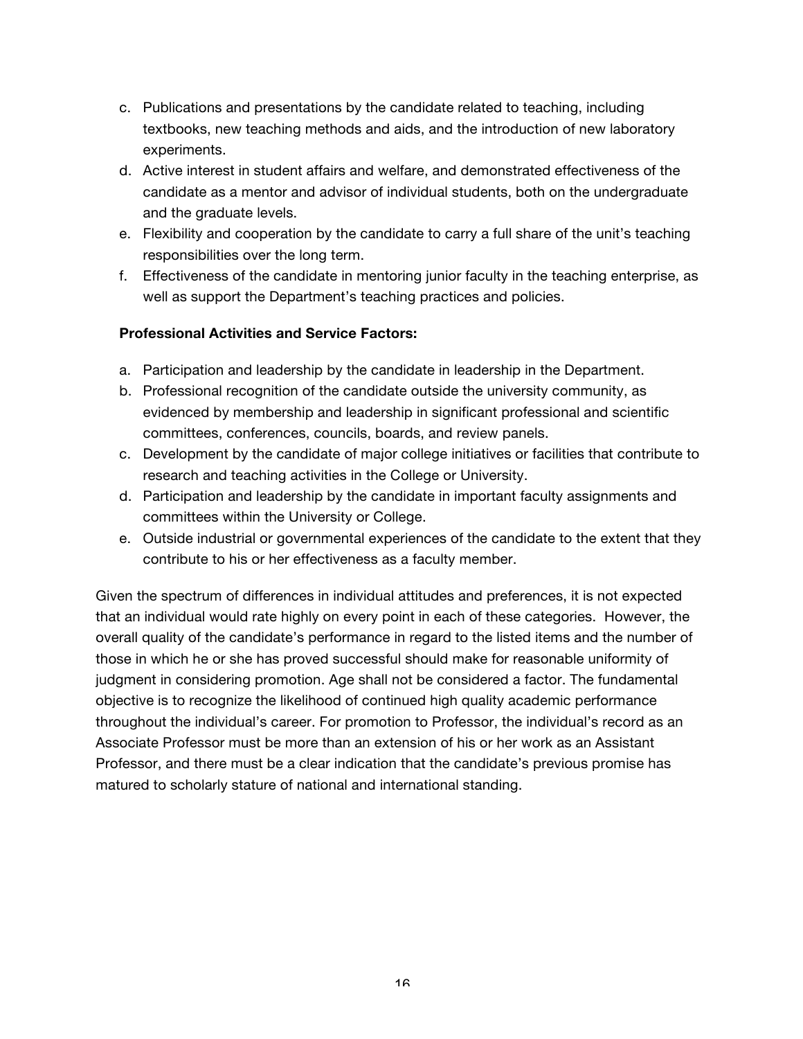c. Publications and presentations by the candidate related to teaching, including textbooks, new teaching methods and aids, and the introduction of new laboratory experiments.
d. Active interest in student affairs and welfare, and demonstrated effectiveness of the candidate as a mentor and advisor of individual students, both on the undergraduate and the graduate levels.
e. Flexibility and cooperation by the candidate to carry a full share of the unit's teaching responsibilities over the long term.
f. Effectiveness of the candidate in mentoring junior faculty in the teaching enterprise, as well as support the Department's teaching practices and policies.

**Professional Activities and Service Factors:**

a. Participation and leadership by the candidate in leadership in the Department.
b. Professional recognition of the candidate outside the university community, as evidenced by membership and leadership in significant professional and scientific committees, conferences, councils, boards, and review panels.
c. Development by the candidate of major college initiatives or facilities that contribute to research and teaching activities in the College or University.
d. Participation and leadership by the candidate in important faculty assignments and committees within the University or College.
e. Outside industrial or governmental experiences of the candidate to the extent that they contribute to his or her effectiveness as a faculty member.

Given the spectrum of differences in individual attitudes and preferences, it is not expected that an individual would rate highly on every point in each of these categories. However, the overall quality of the candidate's performance in regard to the listed items and the number of those in which he or she has proved successful should make for reasonable uniformity of judgment in considering promotion. Age shall not be considered a factor. The fundamental objective is to recognize the likelihood of continued high quality academic performance throughout the individual's career. For promotion to Professor, the individual's record as an Associate Professor must be more than an extension of his or her work as an Assistant Professor, and there must be a clear indication that the candidate's previous promise has matured to scholarly stature of national and international standing.